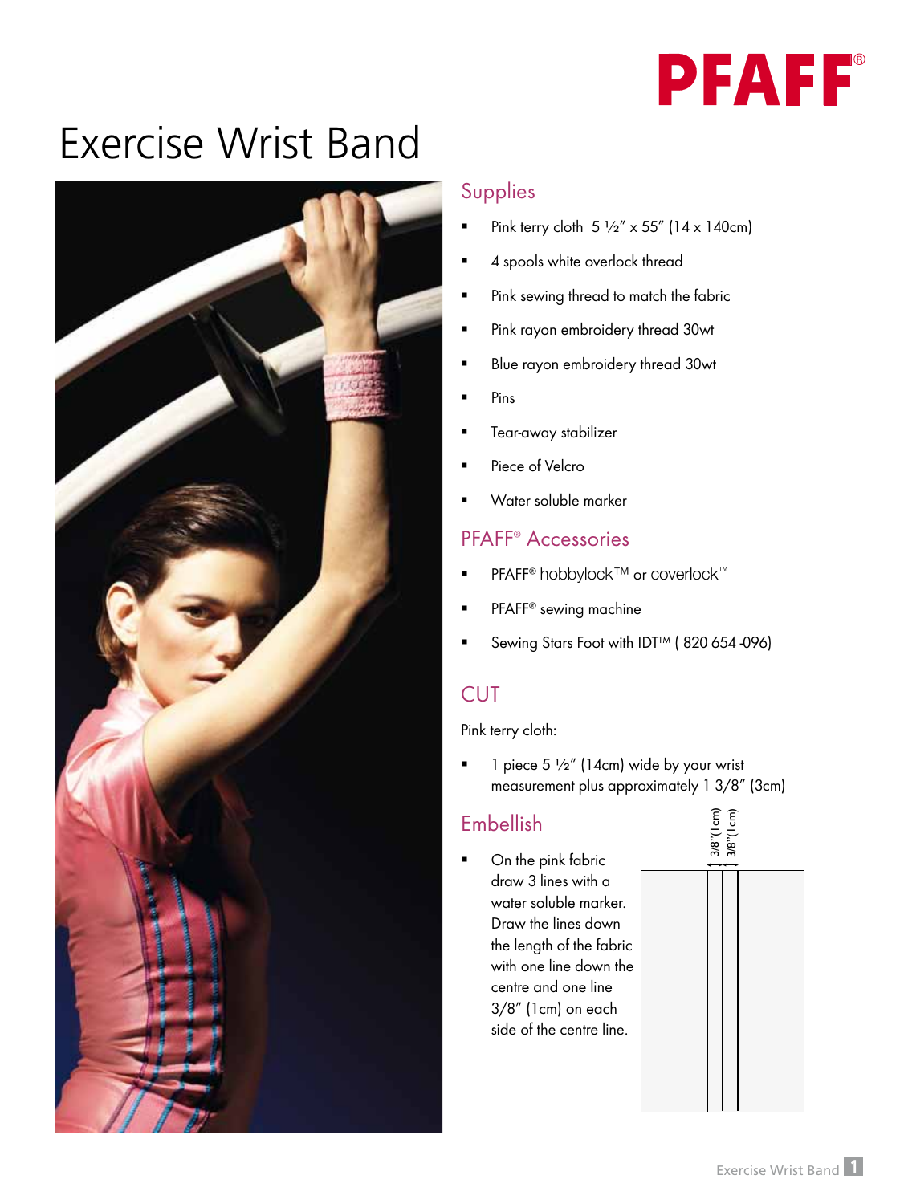PFAFF®

# Exercise Wrist Band

## Supplies

- Pink terry cloth 5 ½" x 55" (14 x 140cm)
- 4 spools white overlock thread
- Pink sewing thread to match the fabric
- Pink rayon embroidery thread 30wt
- Blue rayon embroidery thread 30wt
- Pins
- Tear-away stabilizer
- Piece of Velcro
- Water soluble marker

## PFAFF® Accessories

- PFAFF® hobbylock™ or coverlock™
- PFAFF® sewing machine
- Sewing Stars Foot with IDT™ ( 820 654 -096)

## CUT

Pink terry cloth:

- 1 piece 5 ½" (14cm) wide by your wrist measurement plus approximately 1 3/8" (3cm)

## Embellish

- On the pink fabric draw 3 lines with a water soluble marker. Draw the lines down the length of the fabric with one line down the centre and one line 3/8" (1cm) on each side of the centre line.

3/8"(1cm) 3/8"(1cm)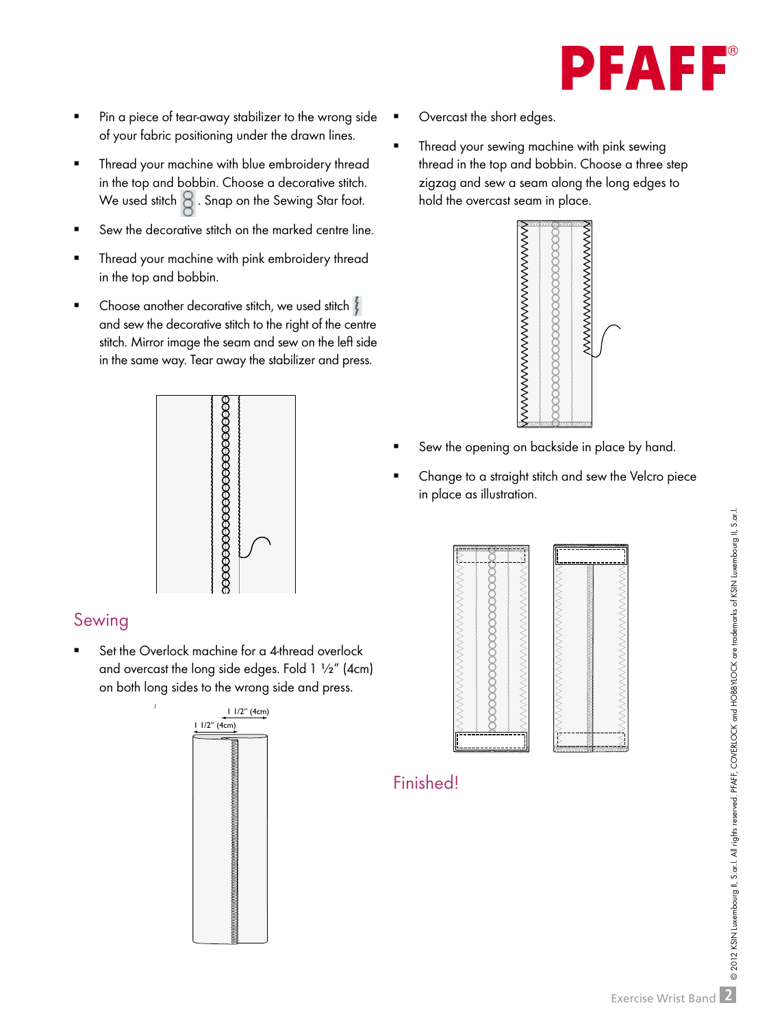- Pin a piece of tear-away stabilizer to the wrong side of your fabric positioning under the drawn lines.
- Thread your machine with blue embroidery thread in the top and bobbin. Choose a decorative stitch. We used stitch . Snap on the Sewing Star foot.
- Sew the decorative stitch on the marked centre line.
- Thread your machine with pink embroidery thread in the top and bobbin.
- Choose another decorative stitch, we used stitch and sew the decorative stitch to the right of the centre stitch. Mirror image the seam and sew on the left side in the same way. Tear away the stabilizer and press.

## Sewing

- Set the Overlock machine for a 4-thread overlock and overcast the long side edges. Fold 1 ½" (4cm) on both long sides to the wrong side and press.

1 1/2" (4cm)

1 1/2" (4cm)

- Overcast the short edges.
- Thread your sewing machine with pink sewing thread in the top and bobbin. Choose a three step zigzag and sew a seam along the long edges to hold the overcast seam in place.
- Sew the opening on backside in place by hand.
- Change to a straight stitch and sew the Velcro piece in place as illustration.

## Finished!

© 2012 KSIN Luxembourg II, S.ar.l. All rights reserved. PFAFF, COVERLOCK and HOBBYLOCK are trademarks of KSIN Luxembourg II, S.ar.l.